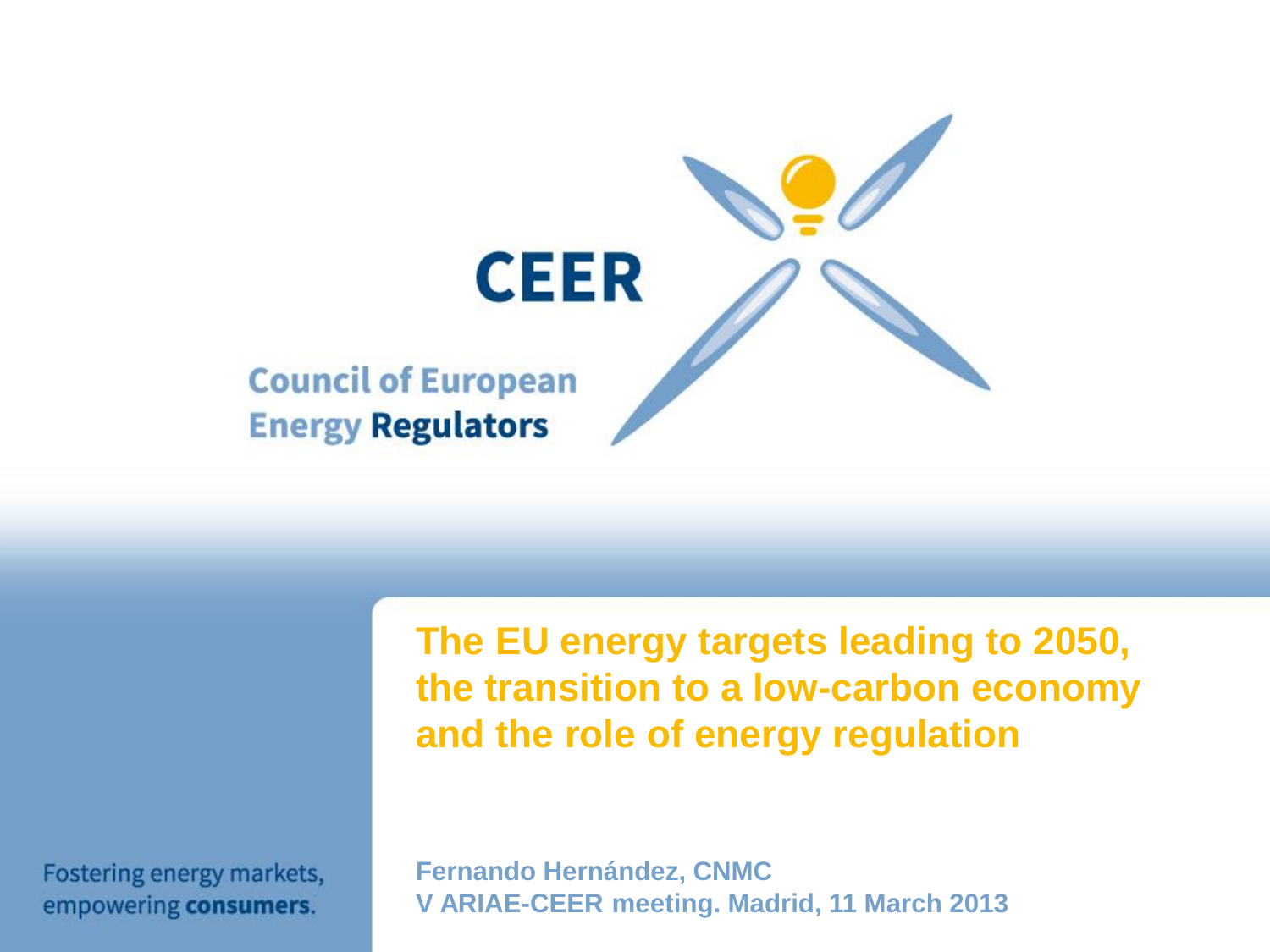**CEER**

**Council of European Energy Regulators**

# The EU energy targets leading to 2050, the transition to a low-carbon economy and the role of energy regulation

**Fernando Hernández, CNMC**
**V ARIAE-CEER meeting. Madrid, 11 March 2013**

Fostering energy markets, empowering **consumers**.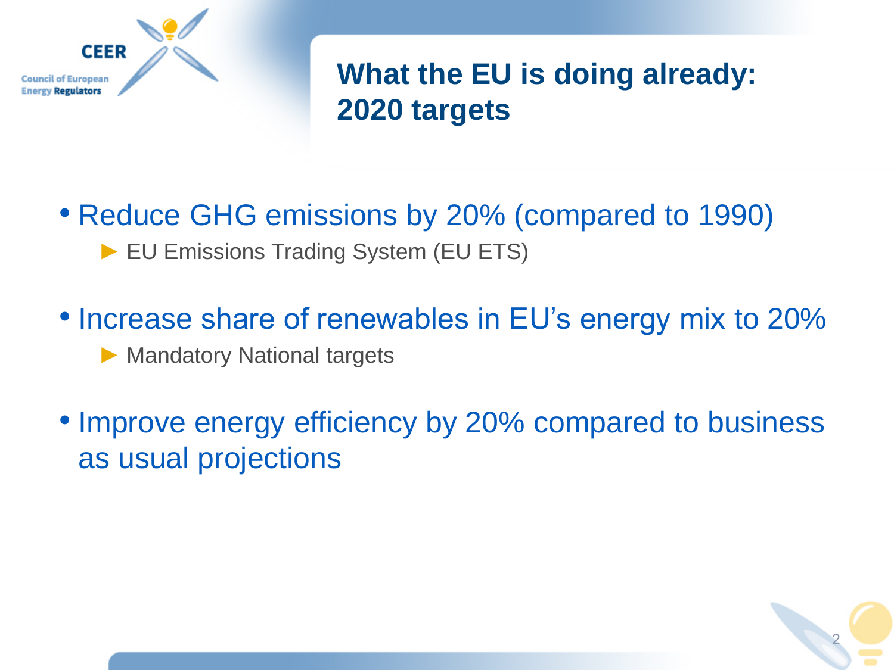# What the EU is doing already: 2020 targets

- Reduce GHG emissions by 20% (compared to 1990)
  - ► EU Emissions Trading System (EU ETS)
- Increase share of renewables in EU's energy mix to 20%
  - ► Mandatory National targets
- Improve energy efficiency by 20% compared to business as usual projections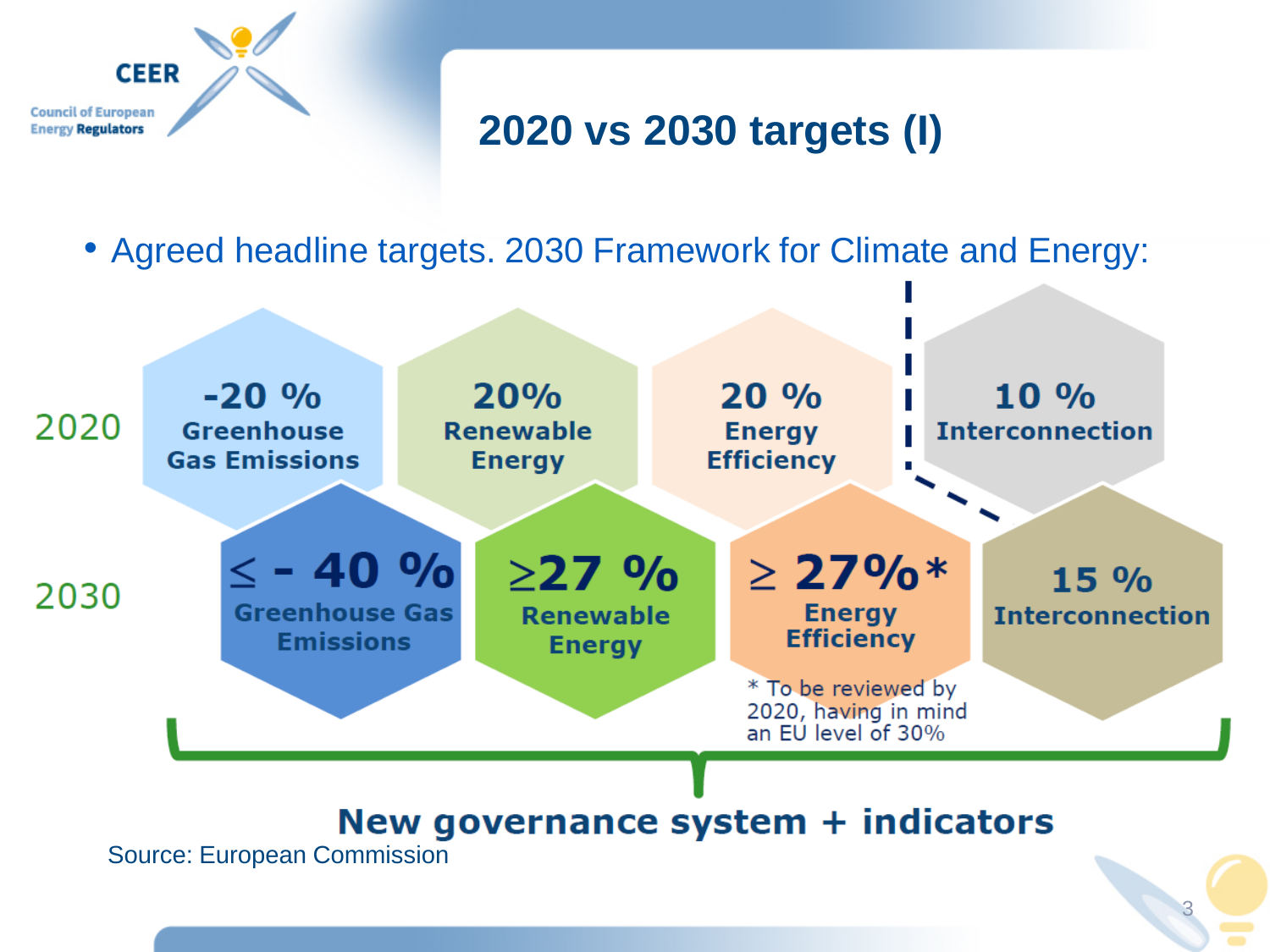# 2020 vs 2030 targets (I)

- Agreed headline targets. 2030 Framework for Climate and Energy:

| | Greenhouse Gas Emissions | Renewable Energy | Energy Efficiency | Interconnection |
|---|---|---|---|---|
| 2020 | -20 % | 20% | 20 % | 10 % |
| 2030 | ≤ - 40 % | ≥27 % | ≥ 27%* | 15 % |

\* To be reviewed by 2020, having in mind an EU level of 30%

**New governance system + indicators**

Source: European Commission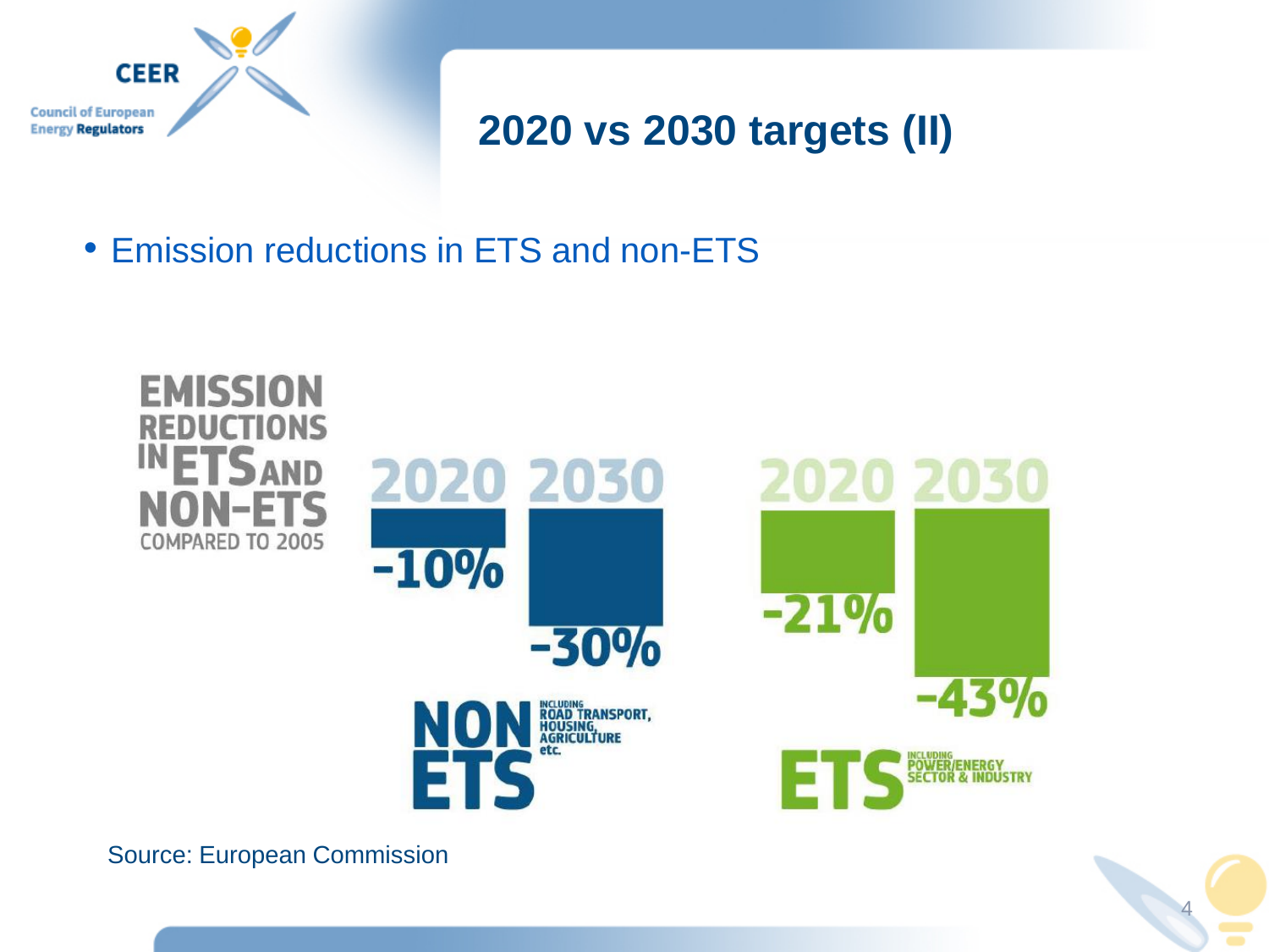# 2020 vs 2030 targets (II)

- Emission reductions in ETS and non-ETS

**EMISSION REDUCTIONS IN ETS AND NON-ETS**
COMPARED TO 2005

| | 2020 | 2030 |
|---|---|---|
| NON ETS (including road transport, housing, agriculture etc.) | -10% | -30% |
| ETS (including power/energy sector & industry) | -21% | -43% |

Source: European Commission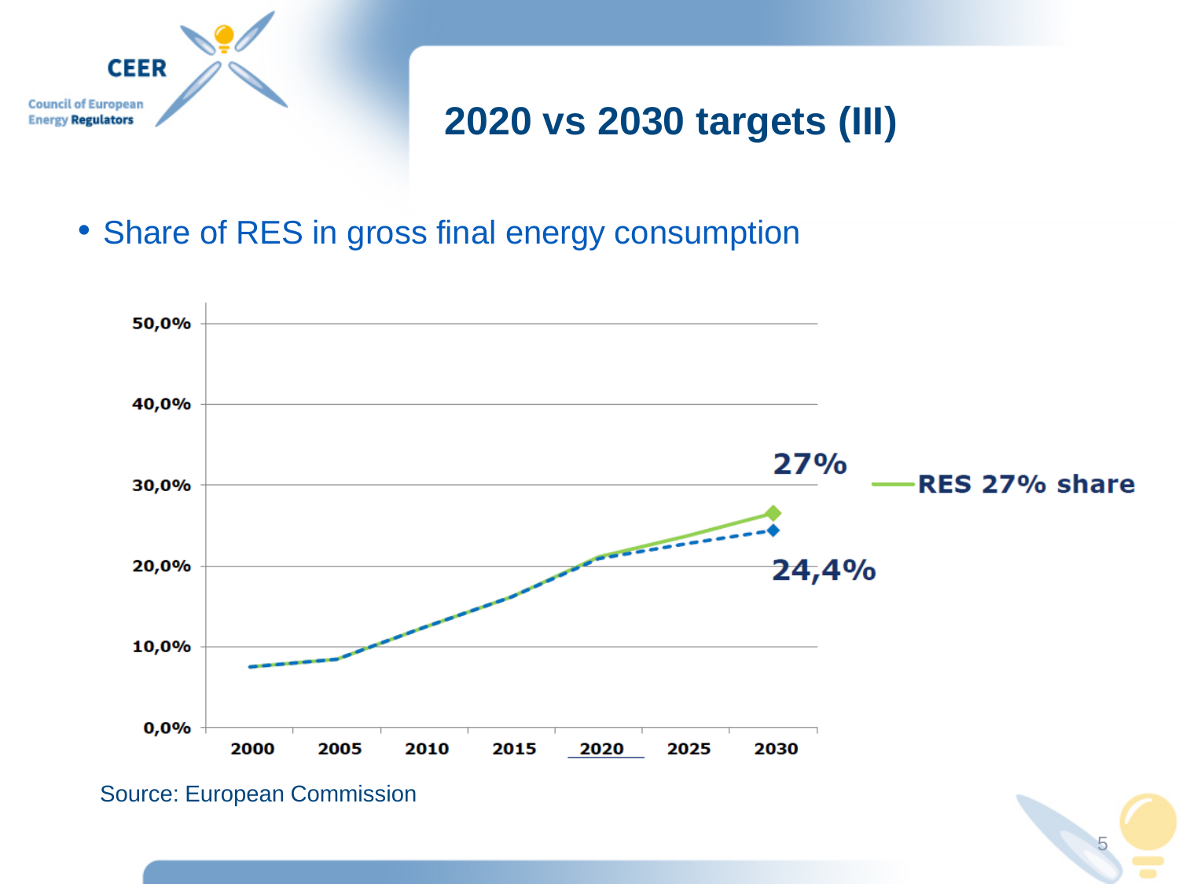# 2020 vs 2030 targets (III)

- Share of RES in gross final energy consumption

Source: European Commission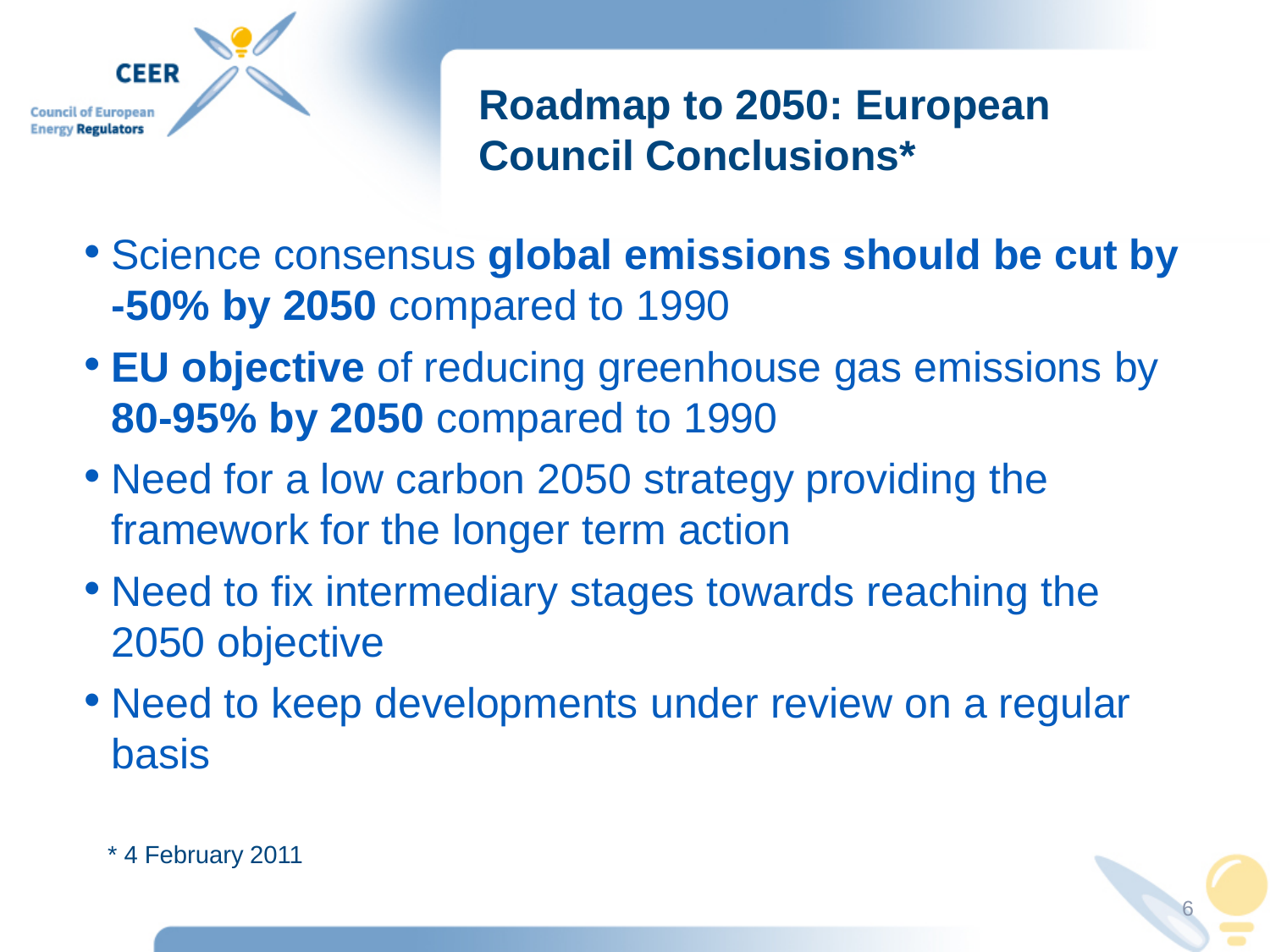# Roadmap to 2050: European Council Conclusions*

- Science consensus **global emissions should be cut by -50% by 2050** compared to 1990
- **EU objective** of reducing greenhouse gas emissions by **80-95% by 2050** compared to 1990
- Need for a low carbon 2050 strategy providing the framework for the longer term action
- Need to fix intermediary stages towards reaching the 2050 objective
- Need to keep developments under review on a regular basis

\* 4 February 2011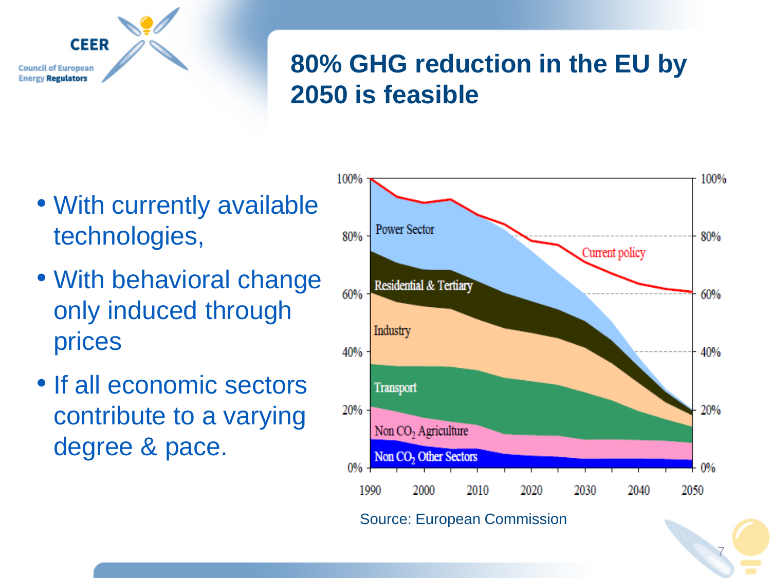# 80% GHG reduction in the EU by 2050 is feasible

- With currently available technologies,
- With behavioral change only induced through prices
- If all economic sectors contribute to a varying degree & pace.

Source: European Commission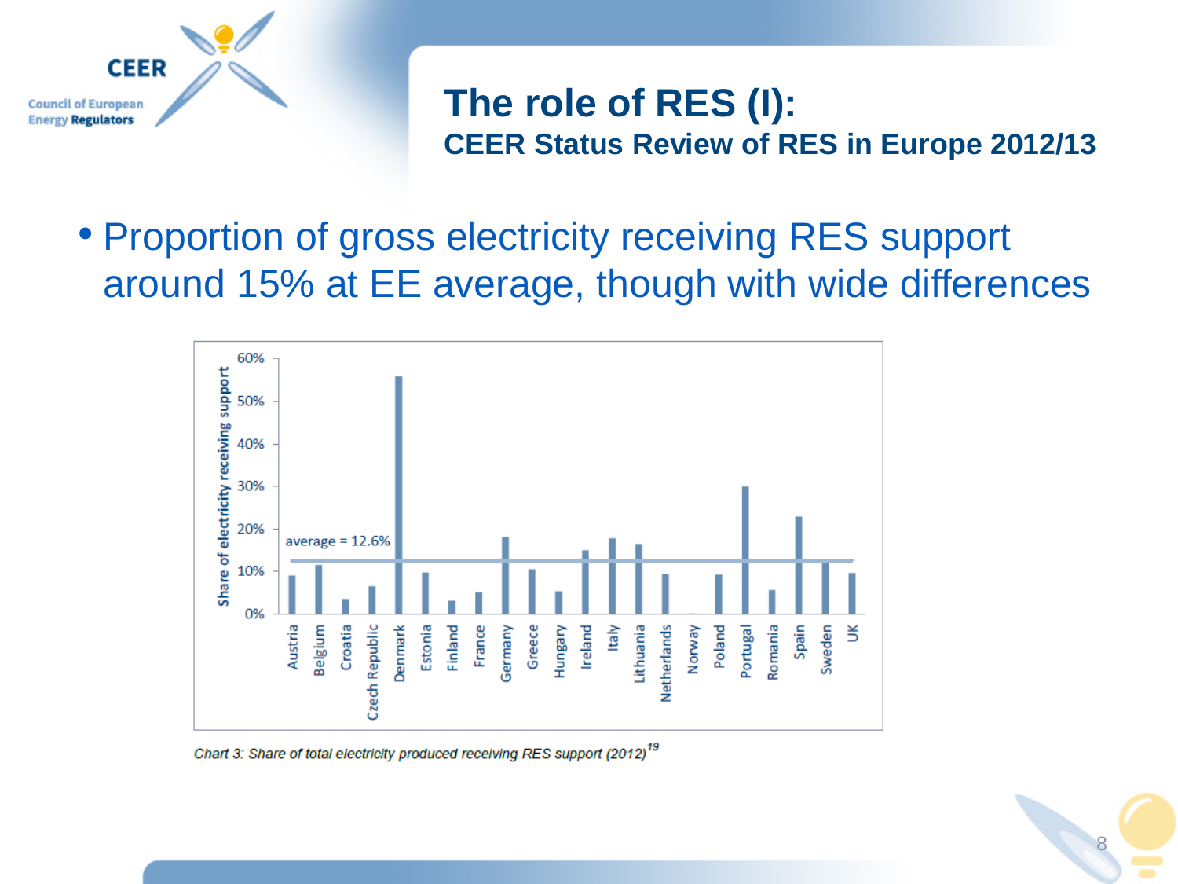# The role of RES (I):
## CEER Status Review of RES in Europe 2012/13

- Proportion of gross electricity receiving RES support around 15% at EE average, though with wide differences

*Chart 3: Share of total electricity produced receiving RES support (2012)*[19]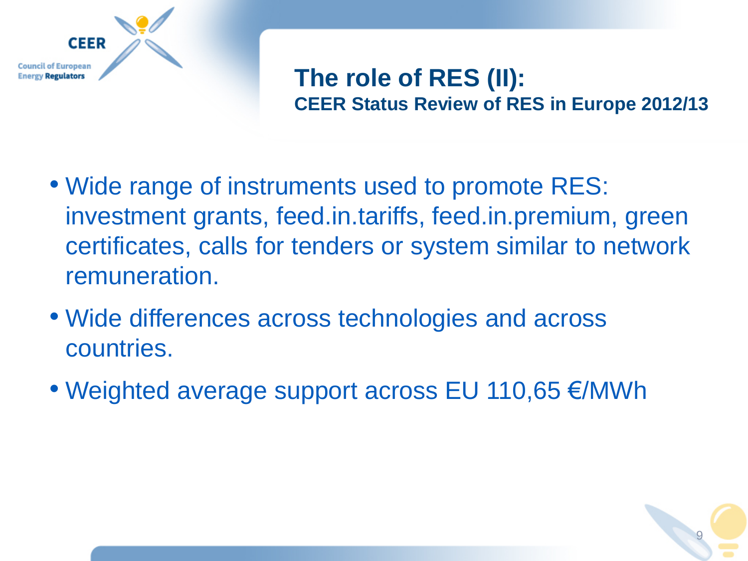# The role of RES (II):

## CEER Status Review of RES in Europe 2012/13

- Wide range of instruments used to promote RES: investment grants, feed.in.tariffs, feed.in.premium, green certificates, calls for tenders or system similar to network remuneration.
- Wide differences across technologies and across countries.
- Weighted average support across EU 110,65 €/MWh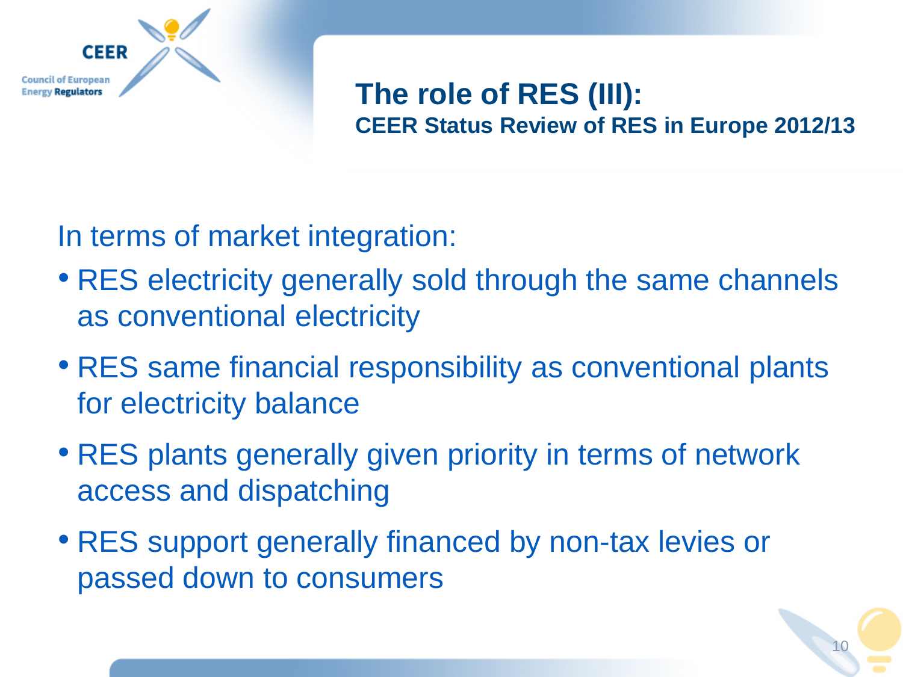## The role of RES (III):

### CEER Status Review of RES in Europe 2012/13

In terms of market integration:

- RES electricity generally sold through the same channels as conventional electricity
- RES same financial responsibility as conventional plants for electricity balance
- RES plants generally given priority in terms of network access and dispatching
- RES support generally financed by non-tax levies or passed down to consumers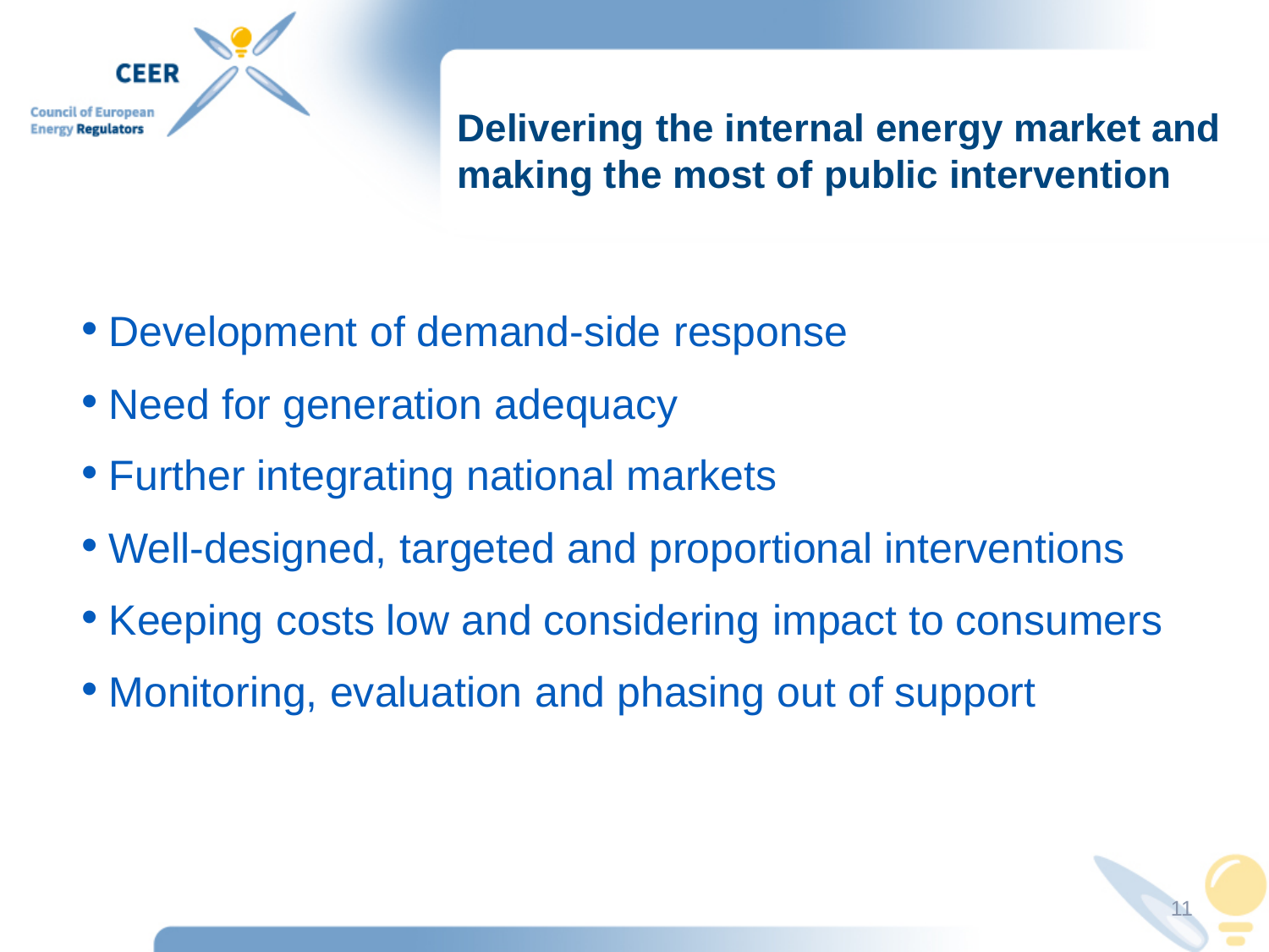# Delivering the internal energy market and making the most of public intervention

- Development of demand-side response
- Need for generation adequacy
- Further integrating national markets
- Well-designed, targeted and proportional interventions
- Keeping costs low and considering impact to consumers
- Monitoring, evaluation and phasing out of support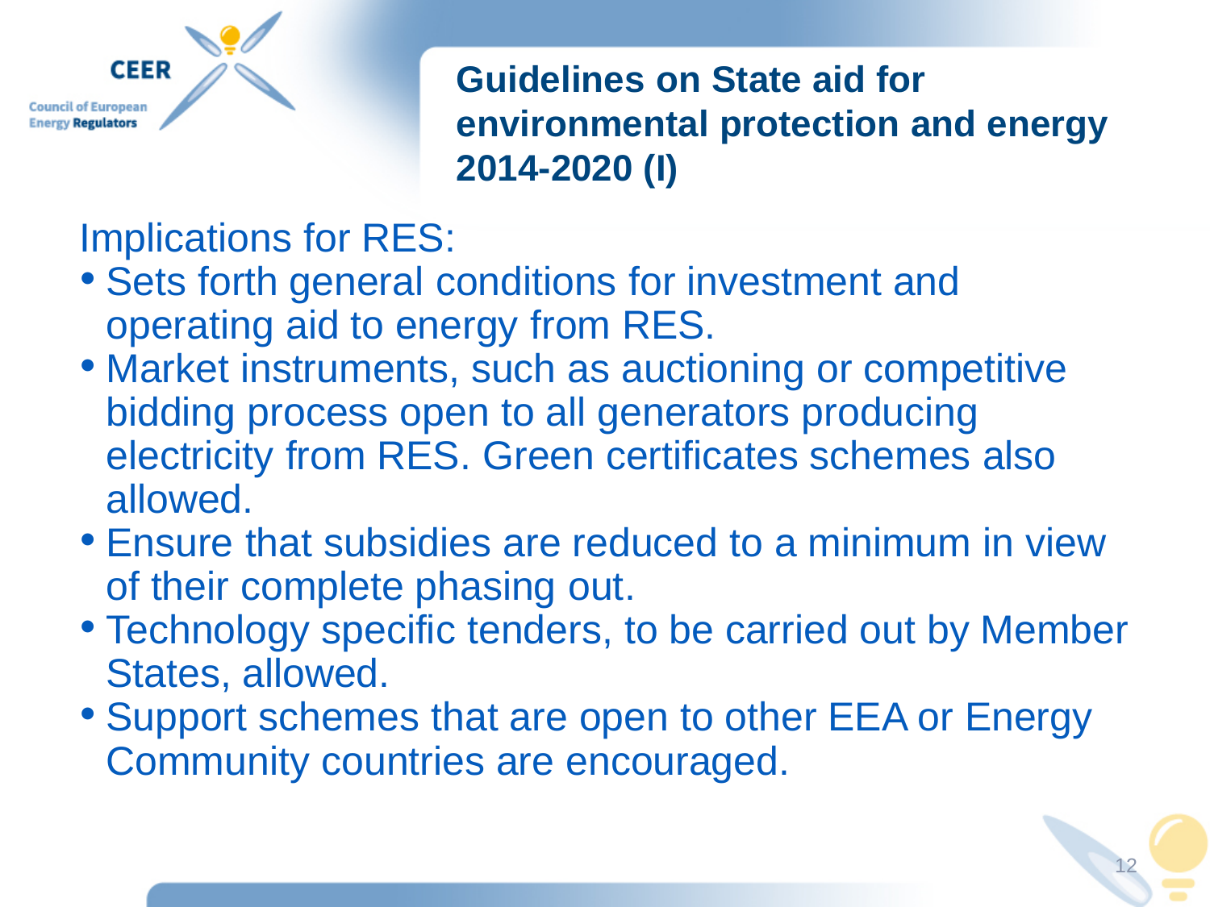# Guidelines on State aid for environmental protection and energy 2014-2020 (I)

Implications for RES:

- Sets forth general conditions for investment and operating aid to energy from RES.
- Market instruments, such as auctioning or competitive bidding process open to all generators producing electricity from RES. Green certificates schemes also allowed.
- Ensure that subsidies are reduced to a minimum in view of their complete phasing out.
- Technology specific tenders, to be carried out by Member States, allowed.
- Support schemes that are open to other EEA or Energy Community countries are encouraged.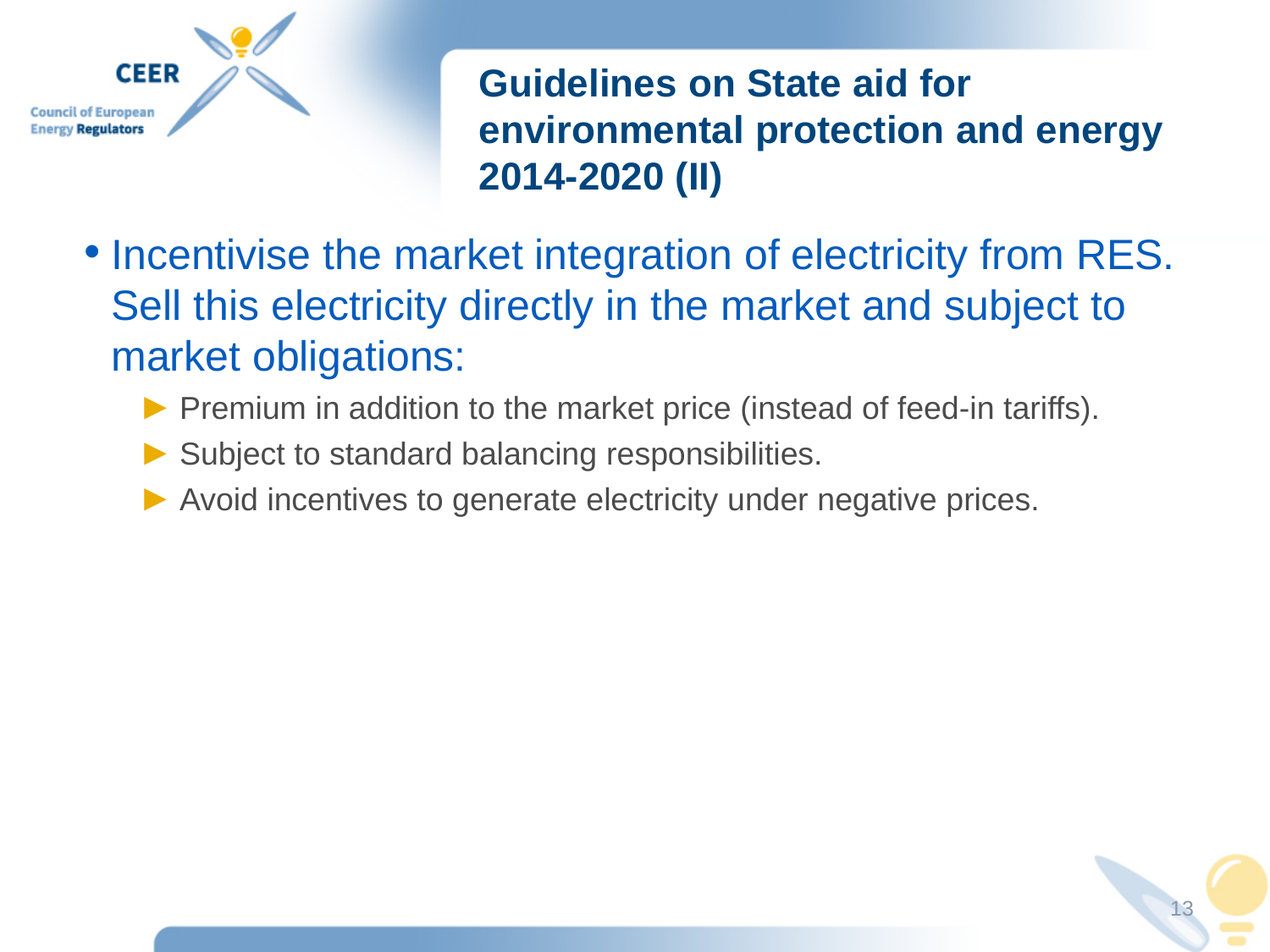# Guidelines on State aid for environmental protection and energy 2014-2020 (II)

- Incentivise the market integration of electricity from RES. Sell this electricity directly in the market and subject to market obligations:
  - Premium in addition to the market price (instead of feed-in tariffs).
  - Subject to standard balancing responsibilities.
  - Avoid incentives to generate electricity under negative prices.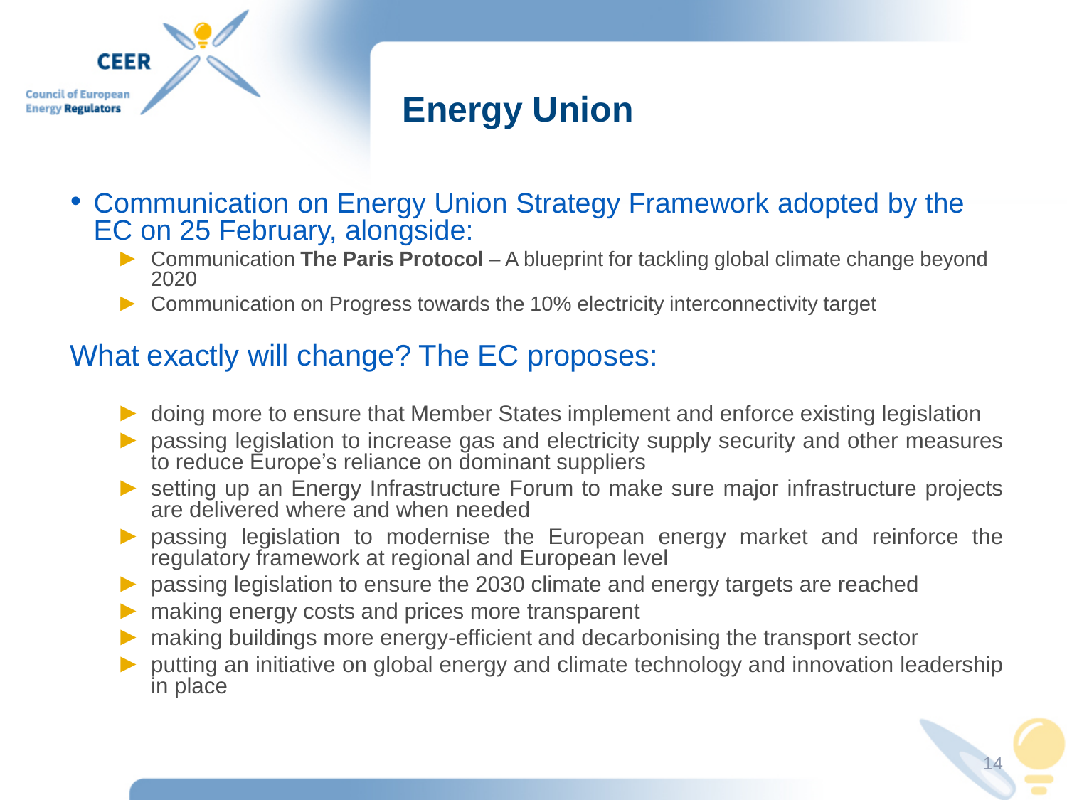# Energy Union

- Communication on Energy Union Strategy Framework adopted by the EC on 25 February, alongside:
  - Communication **The Paris Protocol** – A blueprint for tackling global climate change beyond 2020
  - Communication on Progress towards the 10% electricity interconnectivity target

## What exactly will change? The EC proposes:

- doing more to ensure that Member States implement and enforce existing legislation
- passing legislation to increase gas and electricity supply security and other measures to reduce Europe's reliance on dominant suppliers
- setting up an Energy Infrastructure Forum to make sure major infrastructure projects are delivered where and when needed
- passing legislation to modernise the European energy market and reinforce the regulatory framework at regional and European level
- passing legislation to ensure the 2030 climate and energy targets are reached
- making energy costs and prices more transparent
- making buildings more energy-efficient and decarbonising the transport sector
- putting an initiative on global energy and climate technology and innovation leadership in place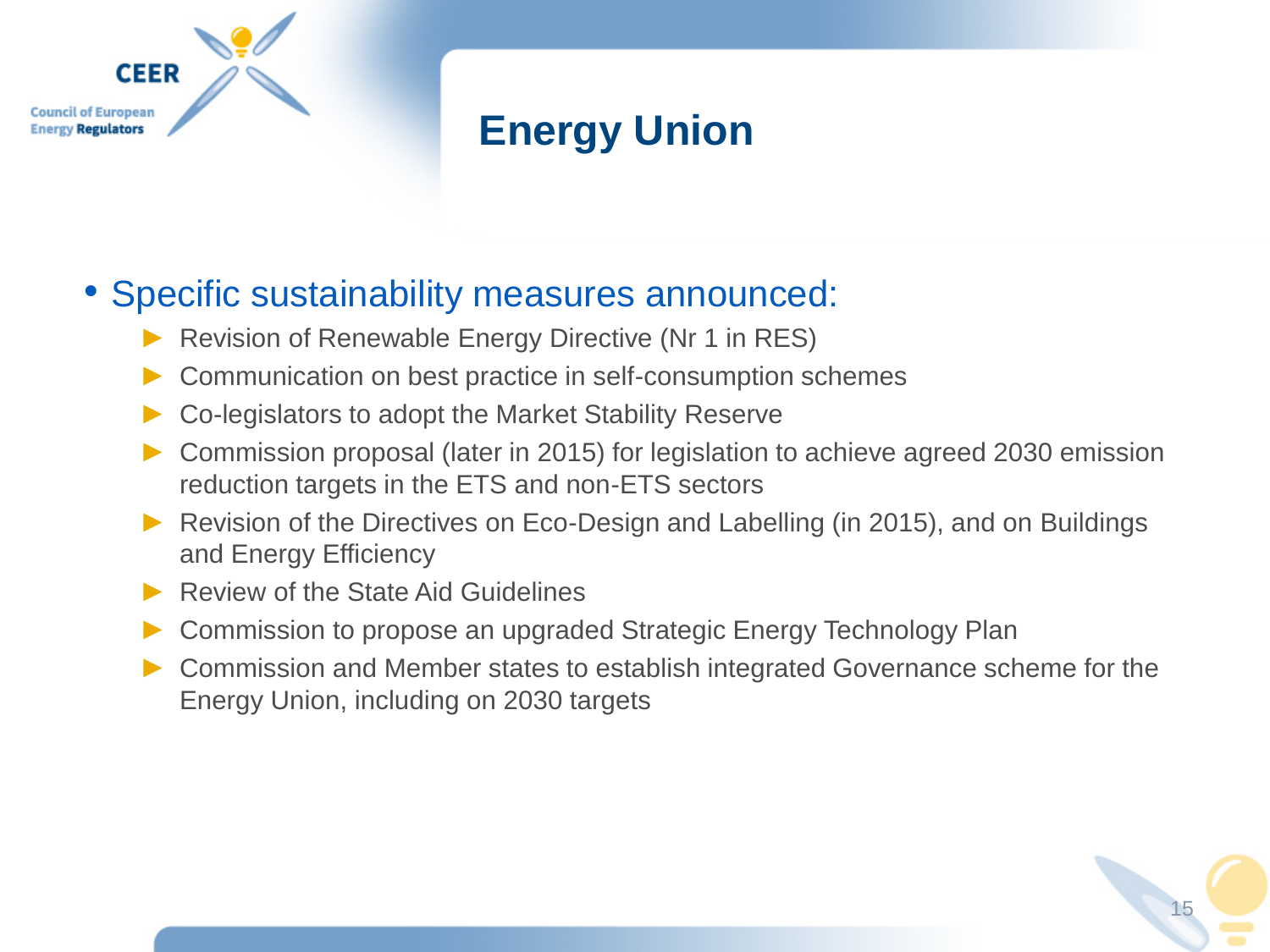# Energy Union

- Specific sustainability measures announced:
  - Revision of Renewable Energy Directive (Nr 1 in RES)
  - Communication on best practice in self-consumption schemes
  - Co-legislators to adopt the Market Stability Reserve
  - Commission proposal (later in 2015) for legislation to achieve agreed 2030 emission reduction targets in the ETS and non-ETS sectors
  - Revision of the Directives on Eco-Design and Labelling (in 2015), and on Buildings and Energy Efficiency
  - Review of the State Aid Guidelines
  - Commission to propose an upgraded Strategic Energy Technology Plan
  - Commission and Member states to establish integrated Governance scheme for the Energy Union, including on 2030 targets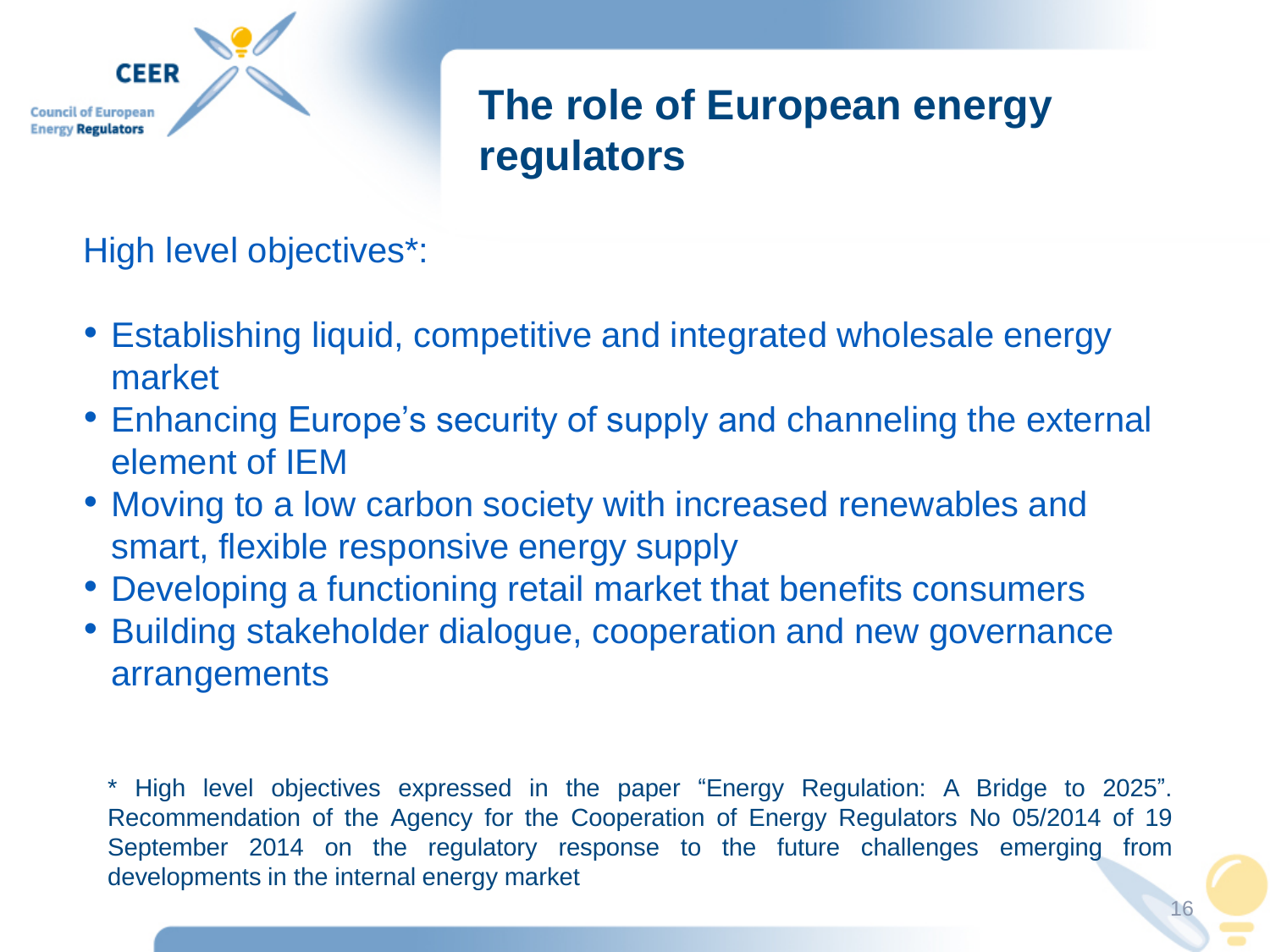# The role of European energy regulators

High level objectives*:

- Establishing liquid, competitive and integrated wholesale energy market
- Enhancing Europe's security of supply and channeling the external element of IEM
- Moving to a low carbon society with increased renewables and smart, flexible responsive energy supply
- Developing a functioning retail market that benefits consumers
- Building stakeholder dialogue, cooperation and new governance arrangements

* High level objectives expressed in the paper "Energy Regulation: A Bridge to 2025". Recommendation of the Agency for the Cooperation of Energy Regulators No 05/2014 of 19 September 2014 on the regulatory response to the future challenges emerging from developments in the internal energy market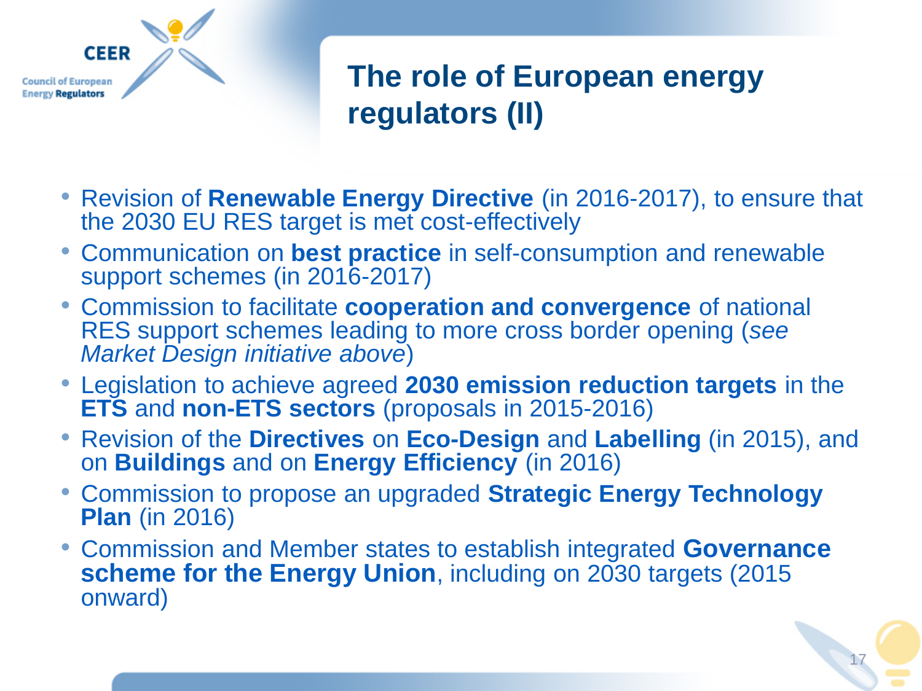# The role of European energy regulators (II)

- Revision of **Renewable Energy Directive** (in 2016-2017), to ensure that the 2030 EU RES target is met cost-effectively
- Communication on **best practice** in self-consumption and renewable support schemes (in 2016-2017)
- Commission to facilitate **cooperation and convergence** of national RES support schemes leading to more cross border opening (*see Market Design initiative above*)
- Legislation to achieve agreed **2030 emission reduction targets** in the **ETS** and **non-ETS sectors** (proposals in 2015-2016)
- Revision of the **Directives** on **Eco-Design** and **Labelling** (in 2015), and on **Buildings** and on **Energy Efficiency** (in 2016)
- Commission to propose an upgraded **Strategic Energy Technology Plan** (in 2016)
- Commission and Member states to establish integrated **Governance scheme for the Energy Union**, including on 2030 targets (2015 onward)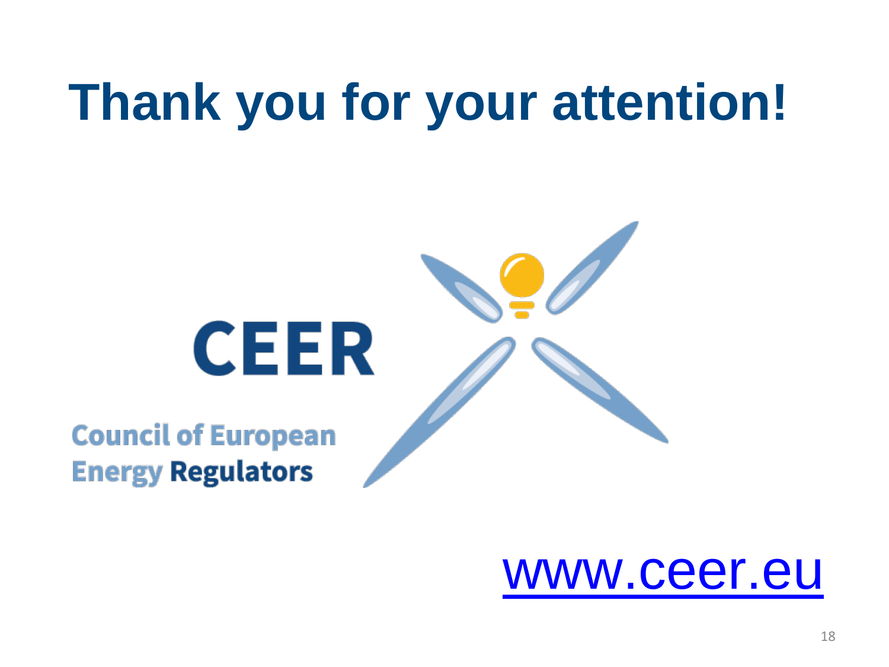# Thank you for your attention!

CEER

Council of European Energy Regulators

www.ceer.eu